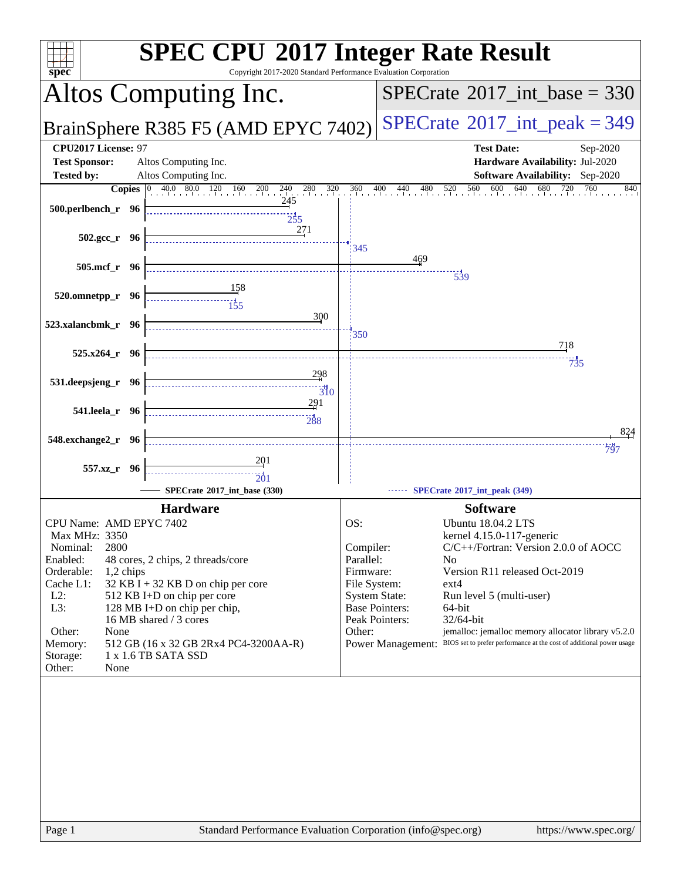# SPEC CPU 2017 Integer Rate Result

Copyright 2017-2020 Standard Performance Evaluation Corporation

## Altos Computing Inc.

## BrainSphere R385 F5 (AMD EPYC 7402)

**SPECrate 2017_int_base = 330**

**SPECrate 2017_int_peak = 349**

| | | | |
|---|---|---|---|
| **CPU2017 License:** | 97 | **Test Date:** | Sep-2020 |
| **Test Sponsor:** | Altos Computing Inc. | **Hardware Availability:** | Jul-2020 |
| **Tested by:** | Altos Computing Inc. | **Software Availability:** | Sep-2020 |

| Benchmark | Copies | Base | Peak |
|---|---|---|---|
| 500.perlbench_r | 96 | 245 | 255 |
| 502.gcc_r | 96 | 271 | 345 |
| 505.mcf_r | 96 | 469 | 539 |
| 520.omnetpp_r | 96 | 158 | 155 |
| 523.xalancbmk_r | 96 | 300 | 350 |
| 525.x264_r | 96 | 718 | 735 |
| 531.deepsjeng_r | 96 | 298 | 310 |
| 541.leela_r | 96 | 291 | 288 |
| 548.exchange2_r | 96 | 824 | 797 |
| 557.xz_r | 96 | 201 | 201 |

SPECrate 2017_int_base (330) — SPECrate 2017_int_peak (349)

### Hardware

| | |
|---|---|
| CPU Name: | AMD EPYC 7402 |
| Max MHz: | 3350 |
| Nominal: | 2800 |
| Enabled: | 48 cores, 2 chips, 2 threads/core |
| Orderable: | 1,2 chips |
| Cache L1: | 32 KB I + 32 KB D on chip per core |
| L2: | 512 KB I+D on chip per core |
| L3: | 128 MB I+D on chip per chip, 16 MB shared / 3 cores |
| Other: | None |
| Memory: | 512 GB (16 x 32 GB 2Rx4 PC4-3200AA-R) |
| Storage: | 1 x 1.6 TB SATA SSD |
| Other: | None |

### Software

| | |
|---|---|
| OS: | Ubuntu 18.04.2 LTS<br>kernel 4.15.0-117-generic |
| Compiler: | C/C++/Fortran: Version 2.0.0 of AOCC |
| Parallel: | No |
| Firmware: | Version R11 released Oct-2019 |
| File System: | ext4 |
| System State: | Run level 5 (multi-user) |
| Base Pointers: | 64-bit |
| Peak Pointers: | 32/64-bit |
| Other: | jemalloc: jemalloc memory allocator library v5.2.0 |
| Power Management: | BIOS set to prefer performance at the cost of additional power usage |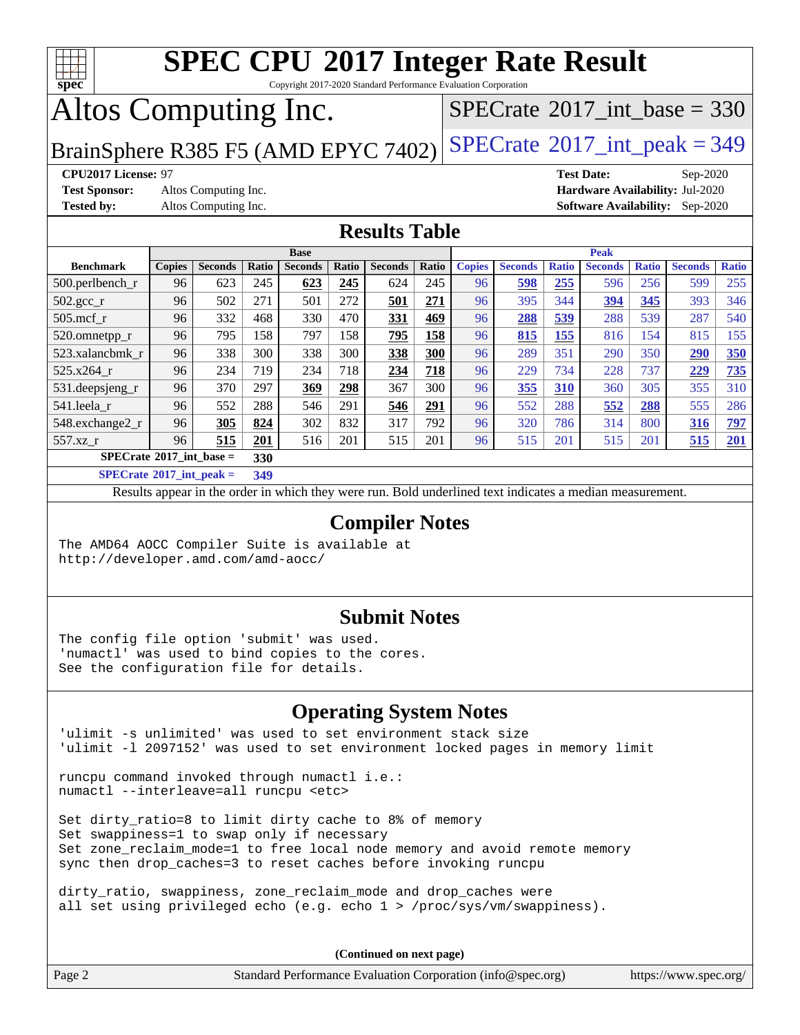# SPEC CPU 2017 Integer Rate Result

Copyright 2017-2020 Standard Performance Evaluation Corporation

# Altos Computing Inc.

BrainSphere R385 F5 (AMD EPYC 7402)

SPECrate 2017_int_base = 330

SPECrate 2017_int_peak = 349

**CPU2017 License:** 97
**Test Sponsor:** Altos Computing Inc.
**Tested by:** Altos Computing Inc.

**Test Date:** Sep-2020
**Hardware Availability:** Jul-2020
**Software Availability:** Sep-2020

## Results Table

| Benchmark | Base | | | | | | | Peak | | | | | | |
|---|---|---|---|---|---|---|---|---|---|---|---|---|---|---|
| | Copies | Seconds | Ratio | Seconds | Ratio | Seconds | Ratio | Copies | Seconds | Ratio | Seconds | Ratio | Seconds | Ratio |
| 500.perlbench_r | 96 | 623 | 245 | **623** | **245** | 624 | 245 | 96 | **598** | **255** | 596 | 256 | 599 | 255 |
| 502.gcc_r | 96 | 502 | 271 | 501 | 272 | **501** | **271** | 96 | 395 | 344 | **394** | **345** | 393 | 346 |
| 505.mcf_r | 96 | 332 | 468 | 330 | 470 | **331** | **469** | 96 | **288** | **539** | 288 | 539 | 287 | 540 |
| 520.omnetpp_r | 96 | 795 | 158 | 797 | 158 | **795** | **158** | 96 | **815** | **155** | 816 | 154 | 815 | 155 |
| 523.xalancbmk_r | 96 | 338 | 300 | 338 | 300 | **338** | **300** | 96 | 289 | 351 | 290 | 350 | **290** | **350** |
| 525.x264_r | 96 | 234 | 719 | 234 | 718 | **234** | **718** | 96 | 229 | 734 | 228 | 737 | **229** | **735** |
| 531.deepsjeng_r | 96 | 370 | 297 | **369** | **298** | 367 | 300 | 96 | **355** | **310** | 360 | 305 | 355 | 310 |
| 541.leela_r | 96 | 552 | 288 | 546 | 291 | **546** | **291** | 96 | 552 | 288 | **552** | **288** | 555 | 286 |
| 548.exchange2_r | 96 | **305** | **824** | 302 | 832 | 317 | 792 | 96 | 320 | 786 | 314 | 800 | **316** | **797** |
| 557.xz_r | 96 | **515** | **201** | 516 | 201 | 515 | 201 | 96 | 515 | 201 | 515 | 201 | **515** | **201** |

**SPECrate 2017_int_base = 330**

**SPECrate 2017_int_peak = 349**

Results appear in the order in which they were run. Bold underlined text indicates a median measurement.

## Compiler Notes

```
The AMD64 AOCC Compiler Suite is available at
http://developer.amd.com/amd-aocc/
```

## Submit Notes

```
The config file option 'submit' was used.
'numactl' was used to bind copies to the cores.
See the configuration file for details.
```

## Operating System Notes

```
'ulimit -s unlimited' was used to set environment stack size
'ulimit -l 2097152' was used to set environment locked pages in memory limit

runcpu command invoked through numactl i.e.:
numactl --interleave=all runcpu <etc>

Set dirty_ratio=8 to limit dirty cache to 8% of memory
Set swappiness=1 to swap only if necessary
Set zone_reclaim_mode=1 to free local node memory and avoid remote memory
sync then drop_caches=3 to reset caches before invoking runcpu

dirty_ratio, swappiness, zone_reclaim_mode and drop_caches were
all set using privileged echo (e.g. echo 1 > /proc/sys/vm/swappiness).
```

(Continued on next page)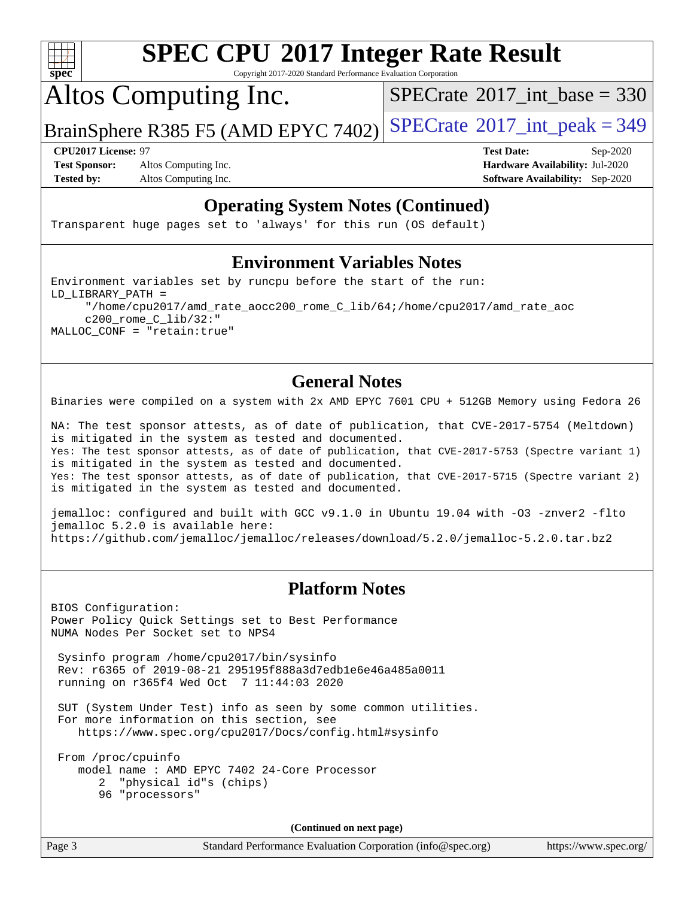## Operating System Notes (Continued)

```
Transparent huge pages set to 'always' for this run (OS default)
```

## Environment Variables Notes

```
Environment variables set by runcpu before the start of the run:
LD_LIBRARY_PATH =
     "/home/cpu2017/amd_rate_aocc200_rome_C_lib/64;/home/cpu2017/amd_rate_aoc
     c200_rome_C_lib/32:"
MALLOC_CONF = "retain:true"
```

## General Notes

```
Binaries were compiled on a system with 2x AMD EPYC 7601 CPU + 512GB Memory using Fedora 26

NA: The test sponsor attests, as of date of publication, that CVE-2017-5754 (Meltdown)
is mitigated in the system as tested and documented.
Yes: The test sponsor attests, as of date of publication, that CVE-2017-5753 (Spectre variant 1)
is mitigated in the system as tested and documented.
Yes: The test sponsor attests, as of date of publication, that CVE-2017-5715 (Spectre variant 2)
is mitigated in the system as tested and documented.

jemalloc: configured and built with GCC v9.1.0 in Ubuntu 19.04 with -O3 -znver2 -flto
jemalloc 5.2.0 is available here:
https://github.com/jemalloc/jemalloc/releases/download/5.2.0/jemalloc-5.2.0.tar.bz2
```

## Platform Notes

```
BIOS Configuration:
Power Policy Quick Settings set to Best Performance
NUMA Nodes Per Socket set to NPS4

 Sysinfo program /home/cpu2017/bin/sysinfo
 Rev: r6365 of 2019-08-21 295195f888a3d7edb1e6e46a485a0011
 running on r365f4 Wed Oct  7 11:44:03 2020

 SUT (System Under Test) info as seen by some common utilities.
 For more information on this section, see
    https://www.spec.org/cpu2017/Docs/config.html#sysinfo

 From /proc/cpuinfo
    model name : AMD EPYC 7402 24-Core Processor
       2  "physical id"s (chips)
       96 "processors"
```

(Continued on next page)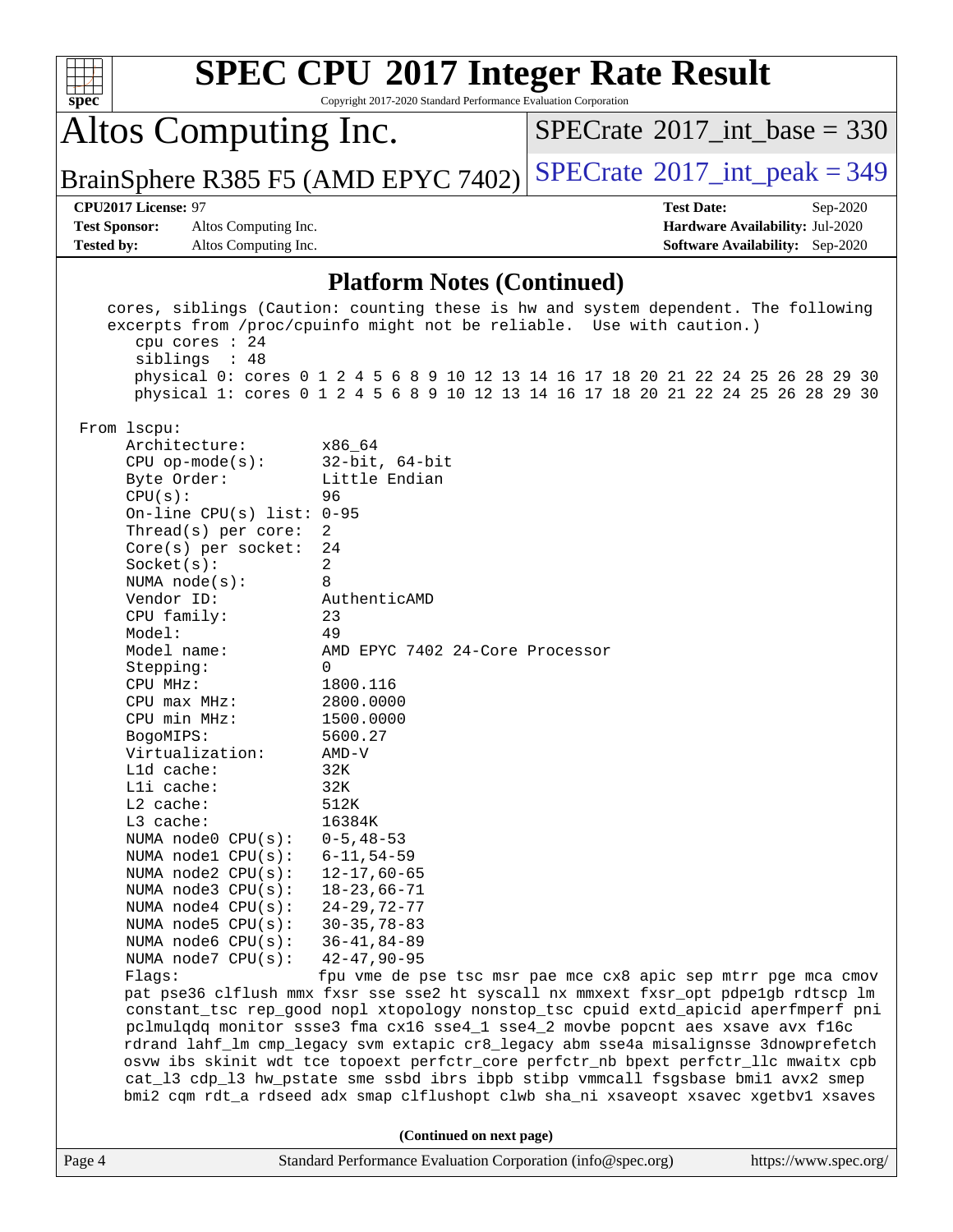## Platform Notes (Continued)

```
   cores, siblings (Caution: counting these is hw and system dependent. The following
   excerpts from /proc/cpuinfo might not be reliable.  Use with caution.)
      cpu cores : 24
      siblings  : 48
      physical 0: cores 0 1 2 4 5 6 8 9 10 12 13 14 16 17 18 20 21 22 24 25 26 28 29 30
      physical 1: cores 0 1 2 4 5 6 8 9 10 12 13 14 16 17 18 20 21 22 24 25 26 28 29 30

From lscpu:
     Architecture:        x86_64
     CPU op-mode(s):      32-bit, 64-bit
     Byte Order:          Little Endian
     CPU(s):              96
     On-line CPU(s) list: 0-95
     Thread(s) per core:  2
     Core(s) per socket:  24
     Socket(s):           2
     NUMA node(s):        8
     Vendor ID:           AuthenticAMD
     CPU family:          23
     Model:               49
     Model name:          AMD EPYC 7402 24-Core Processor
     Stepping:            0
     CPU MHz:             1800.116
     CPU max MHz:         2800.0000
     CPU min MHz:         1500.0000
     BogoMIPS:            5600.27
     Virtualization:      AMD-V
     L1d cache:           32K
     L1i cache:           32K
     L2 cache:            512K
     L3 cache:            16384K
     NUMA node0 CPU(s):   0-5,48-53
     NUMA node1 CPU(s):   6-11,54-59
     NUMA node2 CPU(s):   12-17,60-65
     NUMA node3 CPU(s):   18-23,66-71
     NUMA node4 CPU(s):   24-29,72-77
     NUMA node5 CPU(s):   30-35,78-83
     NUMA node6 CPU(s):   36-41,84-89
     NUMA node7 CPU(s):   42-47,90-95
     Flags:               fpu vme de pse tsc msr pae mce cx8 apic sep mtrr pge mca cmov
     pat pse36 clflush mmx fxsr sse sse2 ht syscall nx mmxext fxsr_opt pdpe1gb rdtscp lm
     constant_tsc rep_good nopl xtopology nonstop_tsc cpuid extd_apicid aperfmperf pni
     pclmulqdq monitor ssse3 fma cx16 sse4_1 sse4_2 movbe popcnt aes xsave avx f16c
     rdrand lahf_lm cmp_legacy svm extapic cr8_legacy abm sse4a misalignsse 3dnowprefetch
     osvw ibs skinit wdt tce topoext perfctr_core perfctr_nb bpext perfctr_llc mwaitx cpb
     cat_l3 cdp_l3 hw_pstate sme ssbd ibrs ibpb stibp vmmcall fsgsbase bmi1 avx2 smep
     bmi2 cqm rdt_a rdseed adx smap clflushopt clwb sha_ni xsaveopt xsavec xgetbv1 xsaves
```

**(Continued on next page)**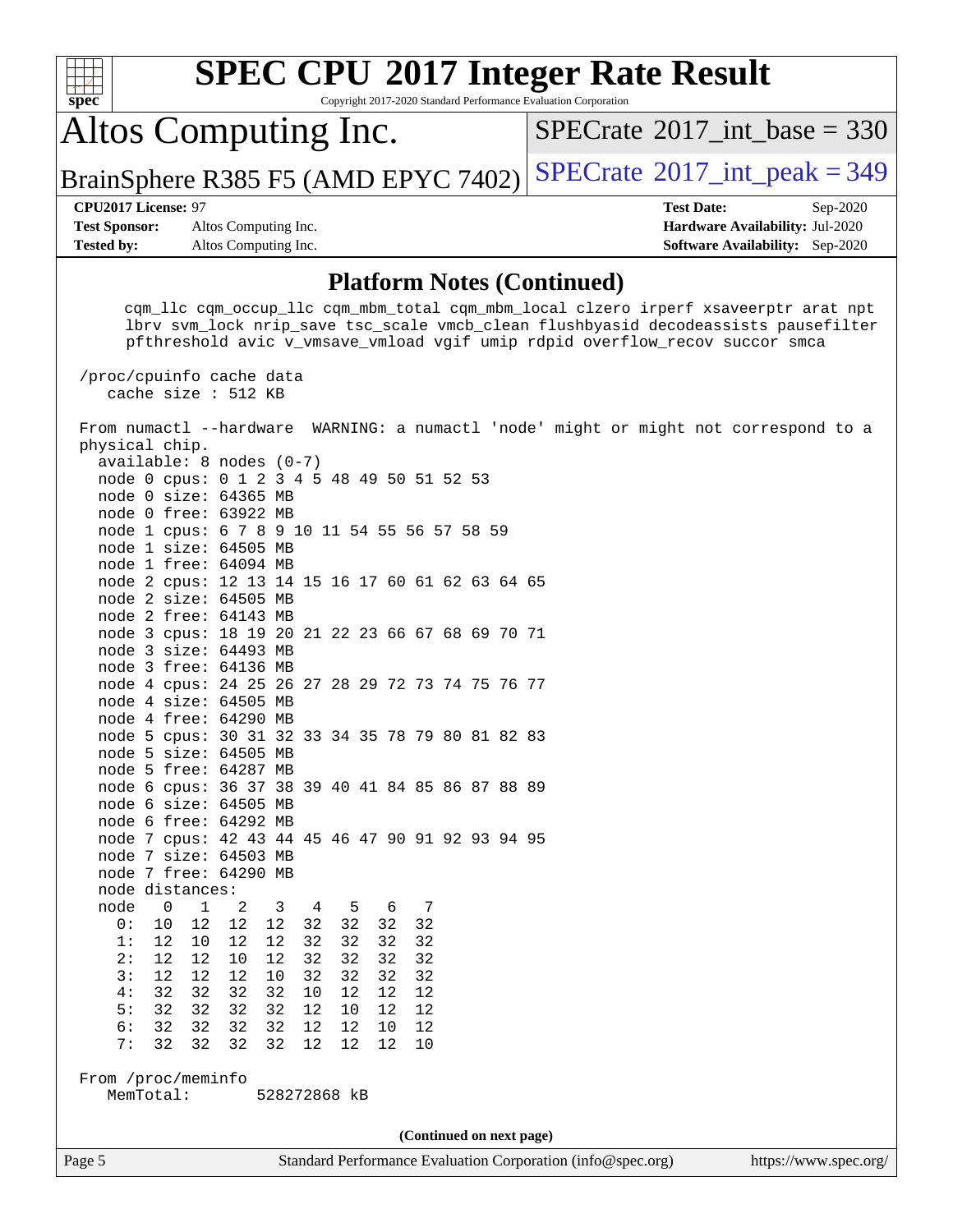# SPEC CPU 2017 Integer Rate Result

Copyright 2017-2020 Standard Performance Evaluation Corporation

## Altos Computing Inc.

BrainSphere R385 F5 (AMD EPYC 7402)

SPECrate 2017_int_base = 330

SPECrate 2017_int_peak = 349

**CPU2017 License:** 97
**Test Sponsor:** Altos Computing Inc.
**Tested by:** Altos Computing Inc.

**Test Date:** Sep-2020
**Hardware Availability:** Jul-2020
**Software Availability:** Sep-2020

### Platform Notes (Continued)

```
     cqm_llc cqm_occup_llc cqm_mbm_total cqm_mbm_local clzero irperf xsaveerptr arat npt
     lbrv svm_lock nrip_save tsc_scale vmcb_clean flushbyasid decodeassists pausefilter
     pfthreshold avic v_vmsave_vmload vgif umip rdpid overflow_recov succor smca

 /proc/cpuinfo cache data
    cache size : 512 KB

 From numactl --hardware  WARNING: a numactl 'node' might or might not correspond to a
 physical chip.
   available: 8 nodes (0-7)
   node 0 cpus: 0 1 2 3 4 5 48 49 50 51 52 53
   node 0 size: 64365 MB
   node 0 free: 63922 MB
   node 1 cpus: 6 7 8 9 10 11 54 55 56 57 58 59
   node 1 size: 64505 MB
   node 1 free: 64094 MB
   node 2 cpus: 12 13 14 15 16 17 60 61 62 63 64 65
   node 2 size: 64505 MB
   node 2 free: 64143 MB
   node 3 cpus: 18 19 20 21 22 23 66 67 68 69 70 71
   node 3 size: 64493 MB
   node 3 free: 64136 MB
   node 4 cpus: 24 25 26 27 28 29 72 73 74 75 76 77
   node 4 size: 64505 MB
   node 4 free: 64290 MB
   node 5 cpus: 30 31 32 33 34 35 78 79 80 81 82 83
   node 5 size: 64505 MB
   node 5 free: 64287 MB
   node 6 cpus: 36 37 38 39 40 41 84 85 86 87 88 89
   node 6 size: 64505 MB
   node 6 free: 64292 MB
   node 7 cpus: 42 43 44 45 46 47 90 91 92 93 94 95
   node 7 size: 64503 MB
   node 7 free: 64290 MB
   node distances:
   node   0   1   2   3   4   5   6   7
     0:  10  12  12  12  32  32  32  32
     1:  12  10  12  12  32  32  32  32
     2:  12  12  10  12  32  32  32  32
     3:  12  12  12  10  32  32  32  32
     4:  32  32  32  32  10  12  12  12
     5:  32  32  32  32  12  10  12  12
     6:  32  32  32  32  12  12  10  12
     7:  32  32  32  32  12  12  12  10

 From /proc/meminfo
    MemTotal:       528272868 kB
```

(Continued on next page)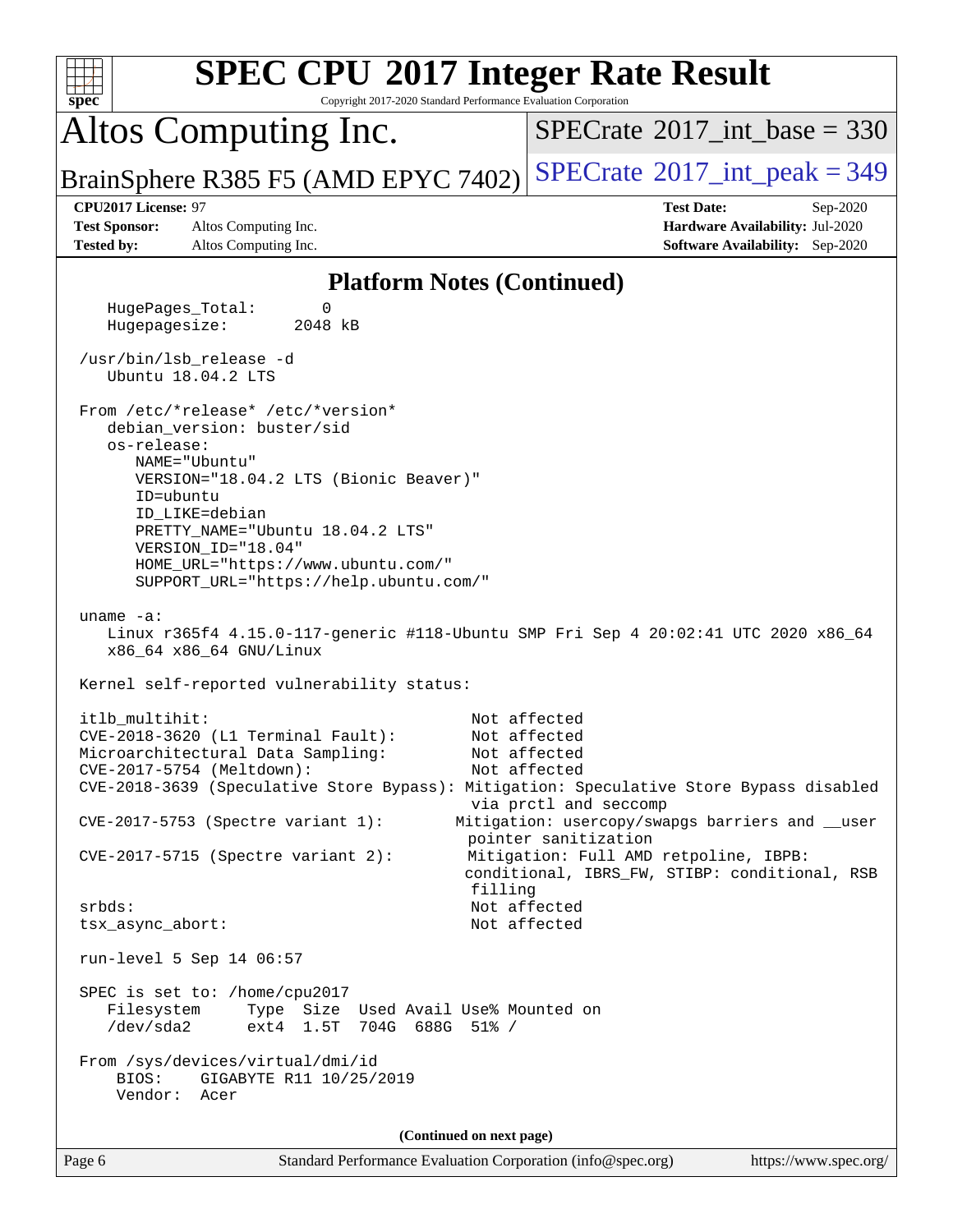# SPEC CPU 2017 Integer Rate Result

Copyright 2017-2020 Standard Performance Evaluation Corporation

## Altos Computing Inc.

BrainSphere R385 F5 (AMD EPYC 7402)

SPECrate 2017_int_base = 330

SPECrate 2017_int_peak = 349

**CPU2017 License:** 97
**Test Sponsor:** Altos Computing Inc.
**Tested by:** Altos Computing Inc.

**Test Date:** Sep-2020
**Hardware Availability:** Jul-2020
**Software Availability:** Sep-2020

### Platform Notes (Continued)

```
    HugePages_Total:       0
    Hugepagesize:       2048 kB

 /usr/bin/lsb_release -d
    Ubuntu 18.04.2 LTS

 From /etc/*release* /etc/*version*
    debian_version: buster/sid
    os-release:
       NAME="Ubuntu"
       VERSION="18.04.2 LTS (Bionic Beaver)"
       ID=ubuntu
       ID_LIKE=debian
       PRETTY_NAME="Ubuntu 18.04.2 LTS"
       VERSION_ID="18.04"
       HOME_URL="https://www.ubuntu.com/"
       SUPPORT_URL="https://help.ubuntu.com/"

 uname -a:
    Linux r365f4 4.15.0-117-generic #118-Ubuntu SMP Fri Sep 4 20:02:41 UTC 2020 x86_64
    x86_64 x86_64 GNU/Linux

 Kernel self-reported vulnerability status:

 itlb_multihit:                                   Not affected
 CVE-2018-3620 (L1 Terminal Fault):               Not affected
 Microarchitectural Data Sampling:                Not affected
 CVE-2017-5754 (Meltdown):                        Not affected
 CVE-2018-3639 (Speculative Store Bypass): Mitigation: Speculative Store Bypass disabled
                                                  via prctl and seccomp
 CVE-2017-5753 (Spectre variant 1):              Mitigation: usercopy/swapgs barriers and __user
                                                  pointer sanitization
 CVE-2017-5715 (Spectre variant 2):              Mitigation: Full AMD retpoline, IBPB:
                                                  conditional, IBRS_FW, STIBP: conditional, RSB
                                                  filling
 srbds:                                           Not affected
 tsx_async_abort:                                 Not affected

 run-level 5 Sep 14 06:57

 SPEC is set to: /home/cpu2017
    Filesystem     Type  Size  Used Avail Use% Mounted on
    /dev/sda2      ext4  1.5T  704G  688G  51% /

 From /sys/devices/virtual/dmi/id
     BIOS:    GIGABYTE R11 10/25/2019
     Vendor:  Acer
```

(Continued on next page)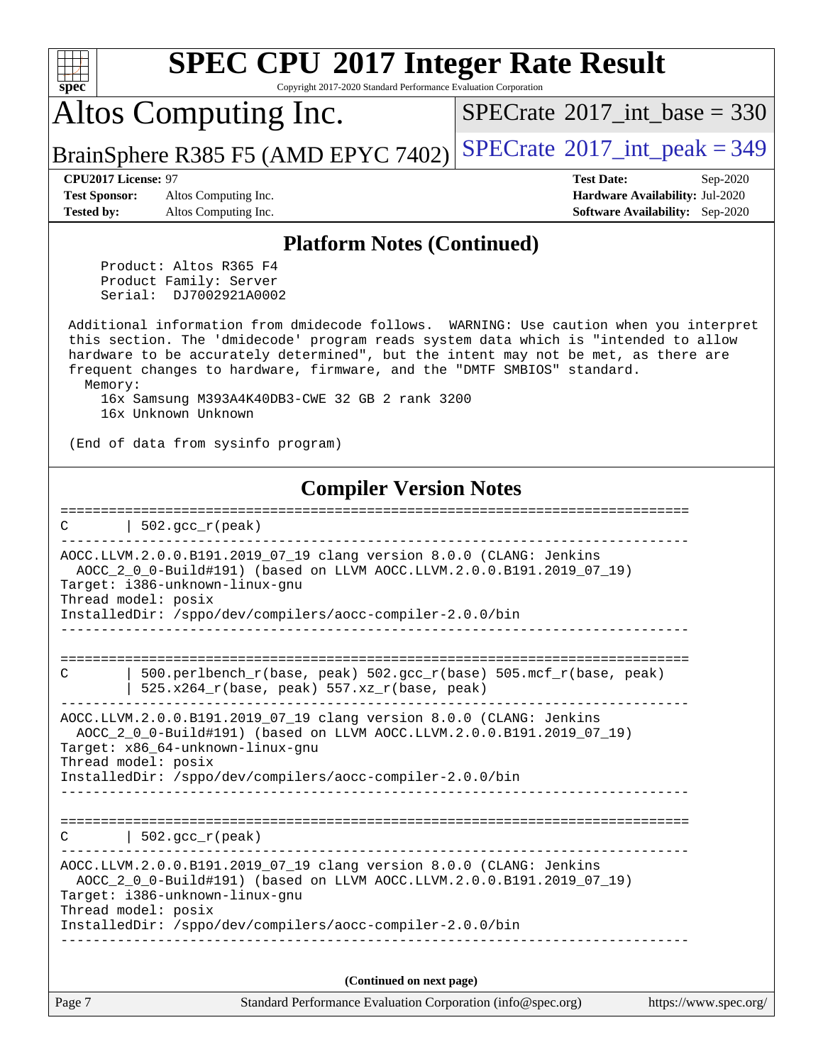## Platform Notes (Continued)

```
     Product: Altos R365 F4
     Product Family: Server
     Serial:  DJ7002921A0002

 Additional information from dmidecode follows.  WARNING: Use caution when you interpret
 this section. The 'dmidecode' program reads system data which is "intended to allow
 hardware to be accurately determined", but the intent may not be met, as there are
 frequent changes to hardware, firmware, and the "DMTF SMBIOS" standard.
   Memory:
     16x Samsung M393A4K40DB3-CWE 32 GB 2 rank 3200
     16x Unknown Unknown

 (End of data from sysinfo program)
```

## Compiler Version Notes

```
==============================================================================
C       | 502.gcc_r(peak)
------------------------------------------------------------------------------
AOCC.LLVM.2.0.0.B191.2019_07_19 clang version 8.0.0 (CLANG: Jenkins
  AOCC_2_0_0-Build#191) (based on LLVM AOCC.LLVM.2.0.0.B191.2019_07_19)
Target: i386-unknown-linux-gnu
Thread model: posix
InstalledDir: /sppo/dev/compilers/aocc-compiler-2.0.0/bin
------------------------------------------------------------------------------

==============================================================================
C       | 500.perlbench_r(base, peak) 502.gcc_r(base) 505.mcf_r(base, peak)
        | 525.x264_r(base, peak) 557.xz_r(base, peak)
------------------------------------------------------------------------------
AOCC.LLVM.2.0.0.B191.2019_07_19 clang version 8.0.0 (CLANG: Jenkins
  AOCC_2_0_0-Build#191) (based on LLVM AOCC.LLVM.2.0.0.B191.2019_07_19)
Target: x86_64-unknown-linux-gnu
Thread model: posix
InstalledDir: /sppo/dev/compilers/aocc-compiler-2.0.0/bin
------------------------------------------------------------------------------

==============================================================================
C       | 502.gcc_r(peak)
------------------------------------------------------------------------------
AOCC.LLVM.2.0.0.B191.2019_07_19 clang version 8.0.0 (CLANG: Jenkins
  AOCC_2_0_0-Build#191) (based on LLVM AOCC.LLVM.2.0.0.B191.2019_07_19)
Target: i386-unknown-linux-gnu
Thread model: posix
InstalledDir: /sppo/dev/compilers/aocc-compiler-2.0.0/bin
------------------------------------------------------------------------------
```

**(Continued on next page)**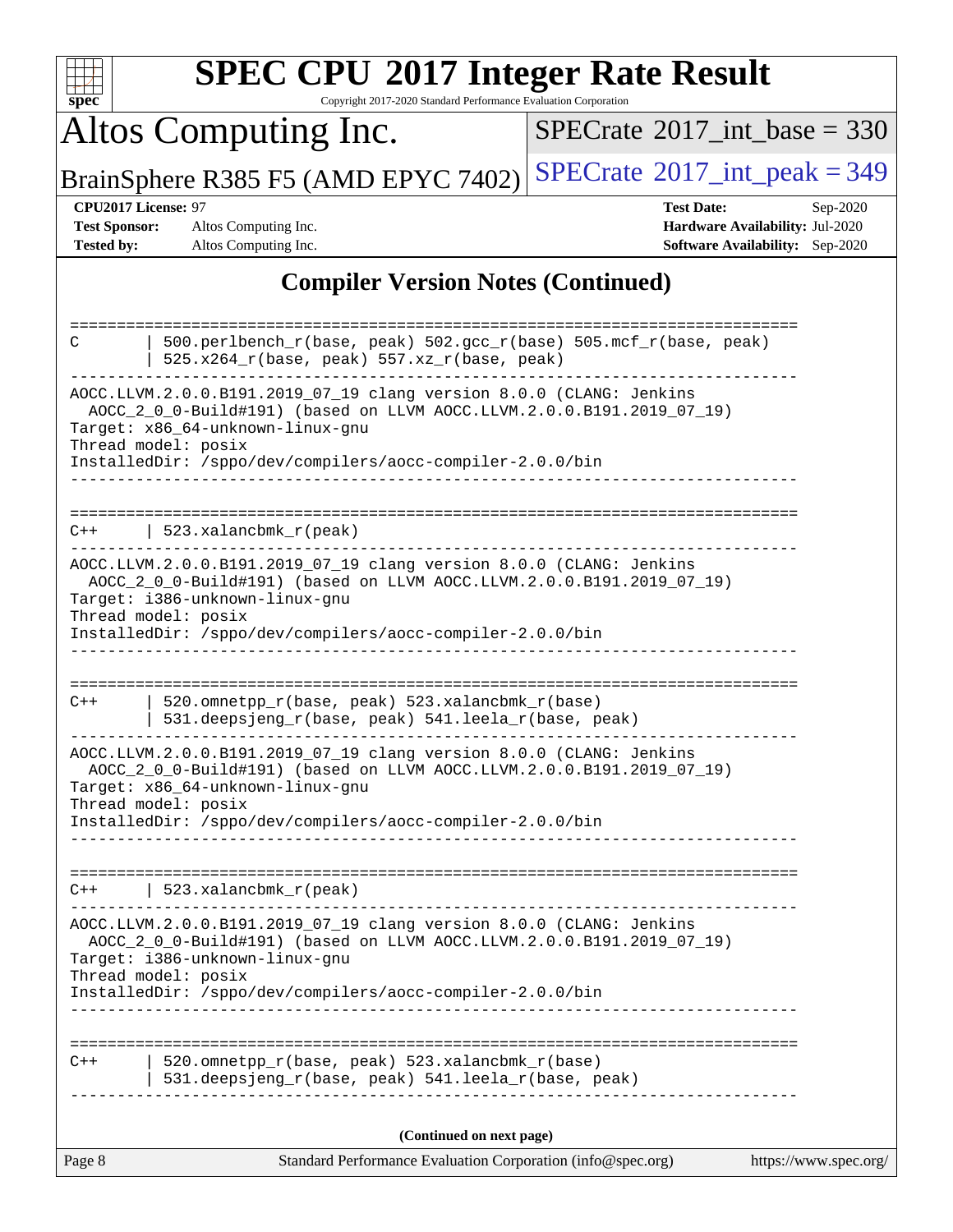## Compiler Version Notes (Continued)

```
==============================================================================
C       | 500.perlbench_r(base, peak) 502.gcc_r(base) 505.mcf_r(base, peak)
        | 525.x264_r(base, peak) 557.xz_r(base, peak)
------------------------------------------------------------------------------
AOCC.LLVM.2.0.0.B191.2019_07_19 clang version 8.0.0 (CLANG: Jenkins
  AOCC_2_0_0-Build#191) (based on LLVM AOCC.LLVM.2.0.0.B191.2019_07_19)
Target: x86_64-unknown-linux-gnu
Thread model: posix
InstalledDir: /sppo/dev/compilers/aocc-compiler-2.0.0/bin
------------------------------------------------------------------------------

==============================================================================
C++     | 523.xalancbmk_r(peak)
------------------------------------------------------------------------------
AOCC.LLVM.2.0.0.B191.2019_07_19 clang version 8.0.0 (CLANG: Jenkins
  AOCC_2_0_0-Build#191) (based on LLVM AOCC.LLVM.2.0.0.B191.2019_07_19)
Target: i386-unknown-linux-gnu
Thread model: posix
InstalledDir: /sppo/dev/compilers/aocc-compiler-2.0.0/bin
------------------------------------------------------------------------------

==============================================================================
C++     | 520.omnetpp_r(base, peak) 523.xalancbmk_r(base)
        | 531.deepsjeng_r(base, peak) 541.leela_r(base, peak)
------------------------------------------------------------------------------
AOCC.LLVM.2.0.0.B191.2019_07_19 clang version 8.0.0 (CLANG: Jenkins
  AOCC_2_0_0-Build#191) (based on LLVM AOCC.LLVM.2.0.0.B191.2019_07_19)
Target: x86_64-unknown-linux-gnu
Thread model: posix
InstalledDir: /sppo/dev/compilers/aocc-compiler-2.0.0/bin
------------------------------------------------------------------------------

==============================================================================
C++     | 523.xalancbmk_r(peak)
------------------------------------------------------------------------------
AOCC.LLVM.2.0.0.B191.2019_07_19 clang version 8.0.0 (CLANG: Jenkins
  AOCC_2_0_0-Build#191) (based on LLVM AOCC.LLVM.2.0.0.B191.2019_07_19)
Target: i386-unknown-linux-gnu
Thread model: posix
InstalledDir: /sppo/dev/compilers/aocc-compiler-2.0.0/bin
------------------------------------------------------------------------------

==============================================================================
C++     | 520.omnetpp_r(base, peak) 523.xalancbmk_r(base)
        | 531.deepsjeng_r(base, peak) 541.leela_r(base, peak)
------------------------------------------------------------------------------
```

(Continued on next page)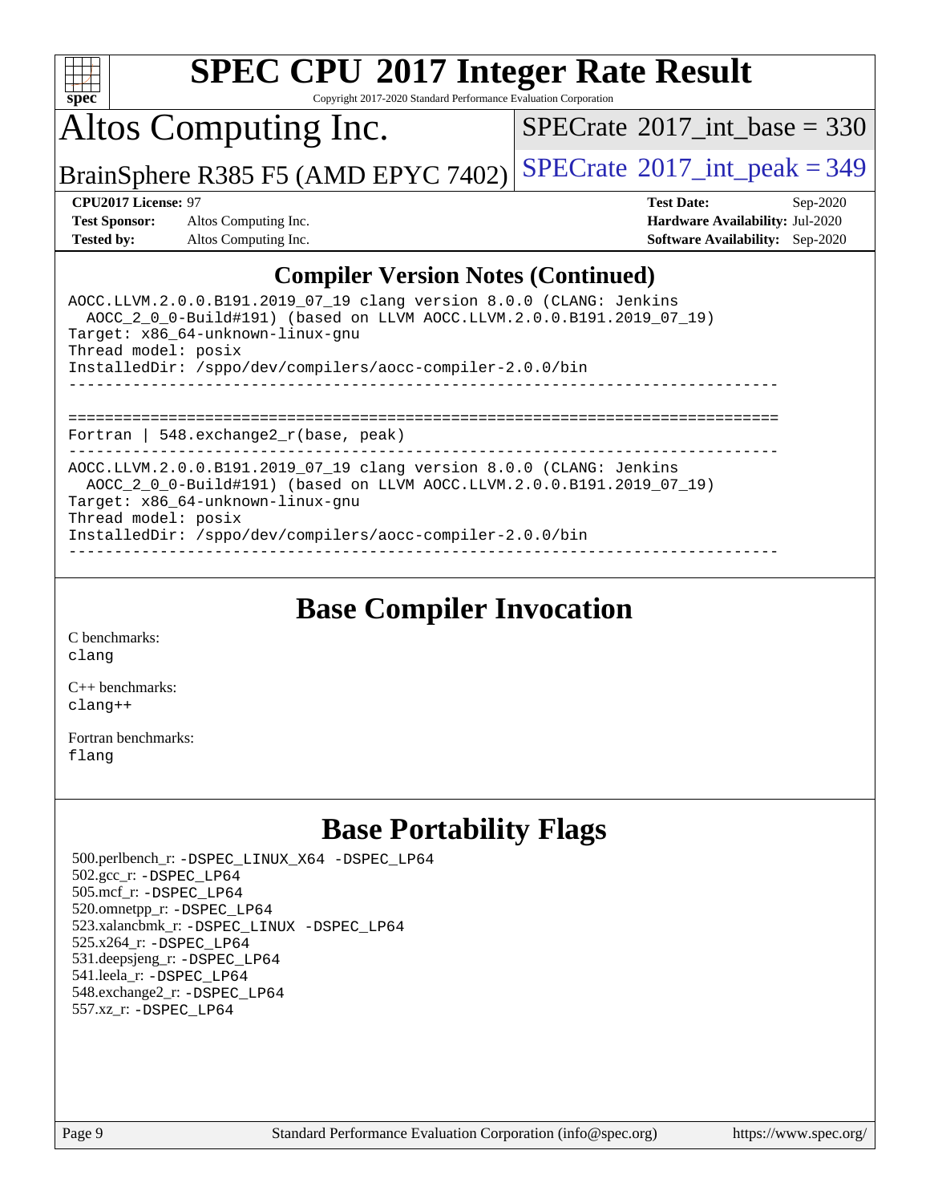## Compiler Version Notes (Continued)

```
AOCC.LLVM.2.0.0.B191.2019_07_19 clang version 8.0.0 (CLANG: Jenkins
  AOCC_2_0_0-Build#191) (based on LLVM AOCC.LLVM.2.0.0.B191.2019_07_19)
Target: x86_64-unknown-linux-gnu
Thread model: posix
InstalledDir: /sppo/dev/compilers/aocc-compiler-2.0.0/bin
------------------------------------------------------------------------------

==============================================================================
Fortran | 548.exchange2_r(base, peak)
------------------------------------------------------------------------------
AOCC.LLVM.2.0.0.B191.2019_07_19 clang version 8.0.0 (CLANG: Jenkins
  AOCC_2_0_0-Build#191) (based on LLVM AOCC.LLVM.2.0.0.B191.2019_07_19)
Target: x86_64-unknown-linux-gnu
Thread model: posix
InstalledDir: /sppo/dev/compilers/aocc-compiler-2.0.0/bin
------------------------------------------------------------------------------
```

## Base Compiler Invocation

C benchmarks:
clang

C++ benchmarks:
clang++

Fortran benchmarks:
flang

## Base Portability Flags

500.perlbench_r: -DSPEC_LINUX_X64 -DSPEC_LP64
502.gcc_r: -DSPEC_LP64
505.mcf_r: -DSPEC_LP64
520.omnetpp_r: -DSPEC_LP64
523.xalancbmk_r: -DSPEC_LINUX -DSPEC_LP64
525.x264_r: -DSPEC_LP64
531.deepsjeng_r: -DSPEC_LP64
541.leela_r: -DSPEC_LP64
548.exchange2_r: -DSPEC_LP64
557.xz_r: -DSPEC_LP64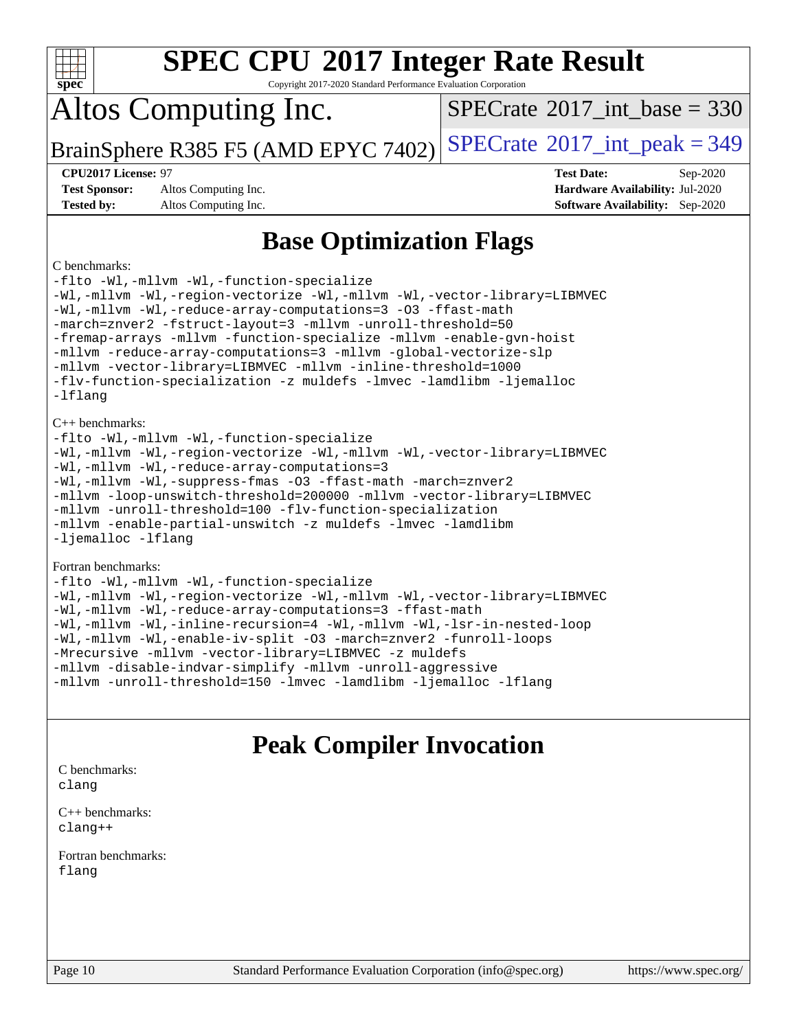# SPEC CPU 2017 Integer Rate Result

Copyright 2017-2020 Standard Performance Evaluation Corporation

## Altos Computing Inc.

BrainSphere R385 F5 (AMD EPYC 7402)

SPECrate 2017_int_base = 330

SPECrate 2017_int_peak = 349

| | | | |
|---|---|---|---|
| **CPU2017 License:** | 97 | **Test Date:** | Sep-2020 |
| **Test Sponsor:** | Altos Computing Inc. | **Hardware Availability:** | Jul-2020 |
| **Tested by:** | Altos Computing Inc. | **Software Availability:** | Sep-2020 |

## Base Optimization Flags

C benchmarks:

```
-flto -Wl,-mllvm -Wl,-function-specialize
-Wl,-mllvm -Wl,-region-vectorize -Wl,-mllvm -Wl,-vector-library=LIBMVEC
-Wl,-mllvm -Wl,-reduce-array-computations=3 -O3 -ffast-math
-march=znver2 -fstruct-layout=3 -mllvm -unroll-threshold=50
-fremap-arrays -mllvm -function-specialize -mllvm -enable-gvn-hoist
-mllvm -reduce-array-computations=3 -mllvm -global-vectorize-slp
-mllvm -vector-library=LIBMVEC -mllvm -inline-threshold=1000
-flv-function-specialization -z muldefs -lmvec -lamdlibm -ljemalloc
-lflang
```

C++ benchmarks:

```
-flto -Wl,-mllvm -Wl,-function-specialize
-Wl,-mllvm -Wl,-region-vectorize -Wl,-mllvm -Wl,-vector-library=LIBMVEC
-Wl,-mllvm -Wl,-reduce-array-computations=3
-Wl,-mllvm -Wl,-suppress-fmas -O3 -ffast-math -march=znver2
-mllvm -loop-unswitch-threshold=200000 -mllvm -vector-library=LIBMVEC
-mllvm -unroll-threshold=100 -flv-function-specialization
-mllvm -enable-partial-unswitch -z muldefs -lmvec -lamdlibm
-ljemalloc -lflang
```

Fortran benchmarks:

```
-flto -Wl,-mllvm -Wl,-function-specialize
-Wl,-mllvm -Wl,-region-vectorize -Wl,-mllvm -Wl,-vector-library=LIBMVEC
-Wl,-mllvm -Wl,-reduce-array-computations=3 -ffast-math
-Wl,-mllvm -Wl,-inline-recursion=4 -Wl,-mllvm -Wl,-lsr-in-nested-loop
-Wl,-mllvm -Wl,-enable-iv-split -O3 -march=znver2 -funroll-loops
-Mrecursive -mllvm -vector-library=LIBMVEC -z muldefs
-mllvm -disable-indvar-simplify -mllvm -unroll-aggressive
-mllvm -unroll-threshold=150 -lmvec -lamdlibm -ljemalloc -lflang
```

## Peak Compiler Invocation

C benchmarks:

```
clang
```

C++ benchmarks:

```
clang++
```

Fortran benchmarks:

```
flang
```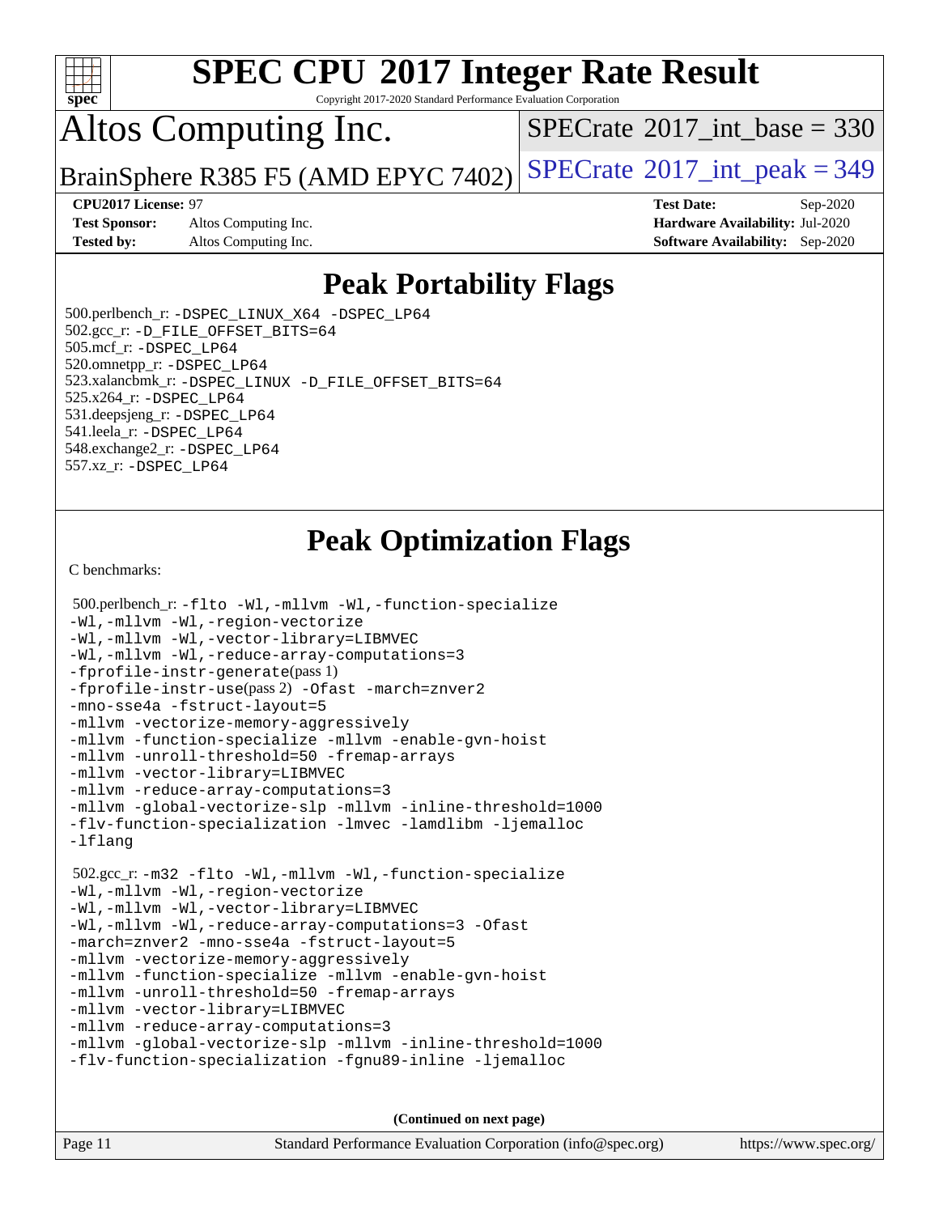# SPEC CPU 2017 Integer Rate Result

Copyright 2017-2020 Standard Performance Evaluation Corporation

# Altos Computing Inc.

BrainSphere R385 F5 (AMD EPYC 7402)

SPECrate 2017_int_base = 330

SPECrate 2017_int_peak = 349

**CPU2017 License:** 97
**Test Sponsor:** Altos Computing Inc.
**Tested by:** Altos Computing Inc.

**Test Date:** Sep-2020
**Hardware Availability:** Jul-2020
**Software Availability:** Sep-2020

## Peak Portability Flags

500.perlbench_r: -DSPEC_LINUX_X64 -DSPEC_LP64
502.gcc_r: -D_FILE_OFFSET_BITS=64
505.mcf_r: -DSPEC_LP64
520.omnetpp_r: -DSPEC_LP64
523.xalancbmk_r: -DSPEC_LINUX -D_FILE_OFFSET_BITS=64
525.x264_r: -DSPEC_LP64
531.deepsjeng_r: -DSPEC_LP64
541.leela_r: -DSPEC_LP64
548.exchange2_r: -DSPEC_LP64
557.xz_r: -DSPEC_LP64

## Peak Optimization Flags

C benchmarks:

500.perlbench_r: -flto -Wl,-mllvm -Wl,-function-specialize -Wl,-mllvm -Wl,-region-vectorize -Wl,-mllvm -Wl,-vector-library=LIBMVEC -Wl,-mllvm -Wl,-reduce-array-computations=3 -fprofile-instr-generate(pass 1) -fprofile-instr-use(pass 2) -Ofast -march=znver2 -mno-sse4a -fstruct-layout=5 -mllvm -vectorize-memory-aggressively -mllvm -function-specialize -mllvm -enable-gvn-hoist -mllvm -unroll-threshold=50 -fremap-arrays -mllvm -vector-library=LIBMVEC -mllvm -reduce-array-computations=3 -mllvm -global-vectorize-slp -mllvm -inline-threshold=1000 -flv-function-specialization -lmvec -lamdlibm -ljemalloc -lflang

502.gcc_r: -m32 -flto -Wl,-mllvm -Wl,-function-specialize -Wl,-mllvm -Wl,-region-vectorize -Wl,-mllvm -Wl,-vector-library=LIBMVEC -Wl,-mllvm -Wl,-reduce-array-computations=3 -Ofast -march=znver2 -mno-sse4a -fstruct-layout=5 -mllvm -vectorize-memory-aggressively -mllvm -function-specialize -mllvm -enable-gvn-hoist -mllvm -unroll-threshold=50 -fremap-arrays -mllvm -vector-library=LIBMVEC -mllvm -reduce-array-computations=3 -mllvm -global-vectorize-slp -mllvm -inline-threshold=1000 -flv-function-specialization -fgnu89-inline -ljemalloc

**(Continued on next page)**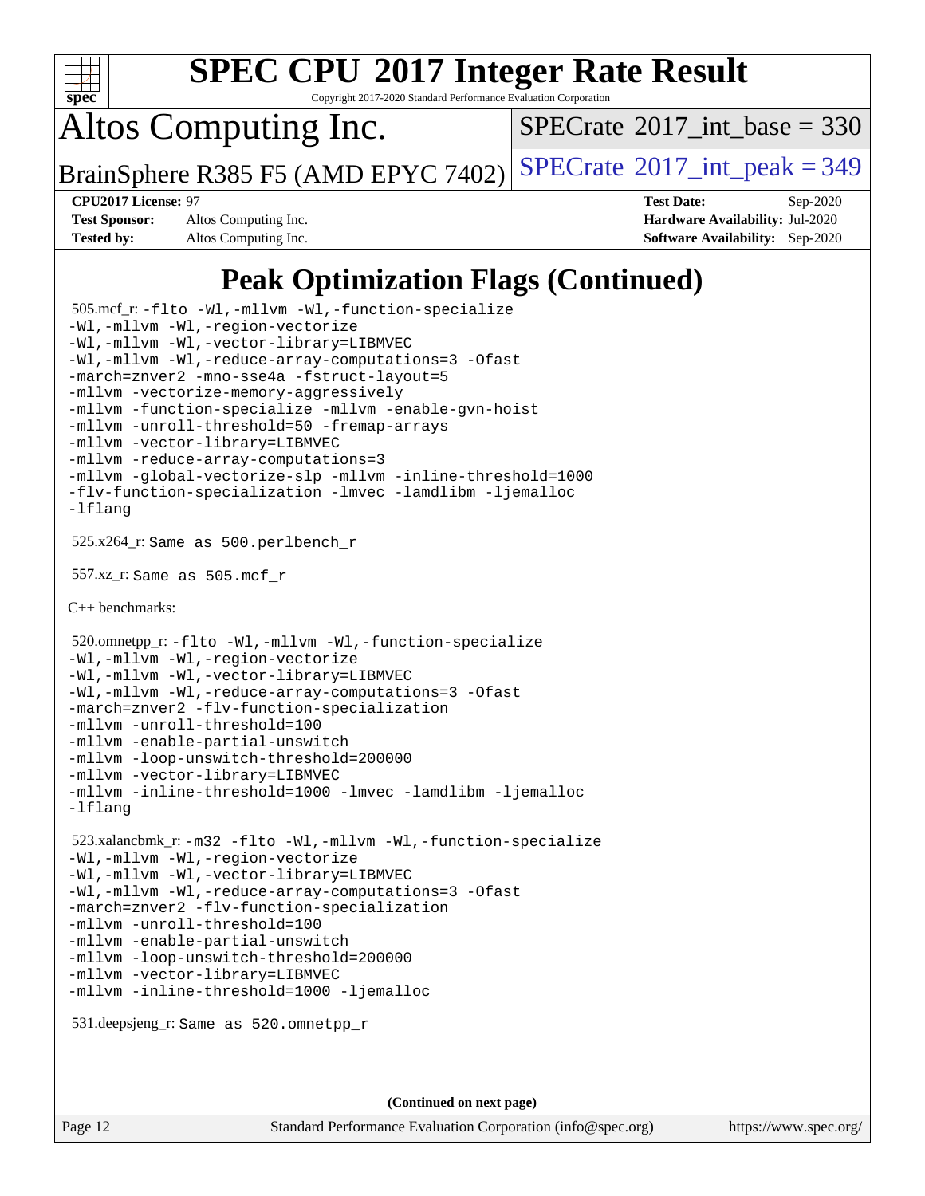# Peak Optimization Flags (Continued)

505.mcf_r: -flto -Wl,-mllvm -Wl,-function-specialize
-Wl,-mllvm -Wl,-region-vectorize
-Wl,-mllvm -Wl,-vector-library=LIBMVEC
-Wl,-mllvm -Wl,-reduce-array-computations=3 -Ofast
-march=znver2 -mno-sse4a -fstruct-layout=5
-mllvm -vectorize-memory-aggressively
-mllvm -function-specialize -mllvm -enable-gvn-hoist
-mllvm -unroll-threshold=50 -fremap-arrays
-mllvm -vector-library=LIBMVEC
-mllvm -reduce-array-computations=3
-mllvm -global-vectorize-slp -mllvm -inline-threshold=1000
-flv-function-specialization -lmvec -lamdlibm -ljemalloc
-lflang

525.x264_r: Same as 500.perlbench_r

557.xz_r: Same as 505.mcf_r

C++ benchmarks:

520.omnetpp_r: -flto -Wl,-mllvm -Wl,-function-specialize
-Wl,-mllvm -Wl,-region-vectorize
-Wl,-mllvm -Wl,-vector-library=LIBMVEC
-Wl,-mllvm -Wl,-reduce-array-computations=3 -Ofast
-march=znver2 -flv-function-specialization
-mllvm -unroll-threshold=100
-mllvm -enable-partial-unswitch
-mllvm -loop-unswitch-threshold=200000
-mllvm -vector-library=LIBMVEC
-mllvm -inline-threshold=1000 -lmvec -lamdlibm -ljemalloc
-lflang

523.xalancbmk_r: -m32 -flto -Wl,-mllvm -Wl,-function-specialize
-Wl,-mllvm -Wl,-region-vectorize
-Wl,-mllvm -Wl,-vector-library=LIBMVEC
-Wl,-mllvm -Wl,-reduce-array-computations=3 -Ofast
-march=znver2 -flv-function-specialization
-mllvm -unroll-threshold=100
-mllvm -enable-partial-unswitch
-mllvm -loop-unswitch-threshold=200000
-mllvm -vector-library=LIBMVEC
-mllvm -inline-threshold=1000 -ljemalloc

531.deepsjeng_r: Same as 520.omnetpp_r

(Continued on next page)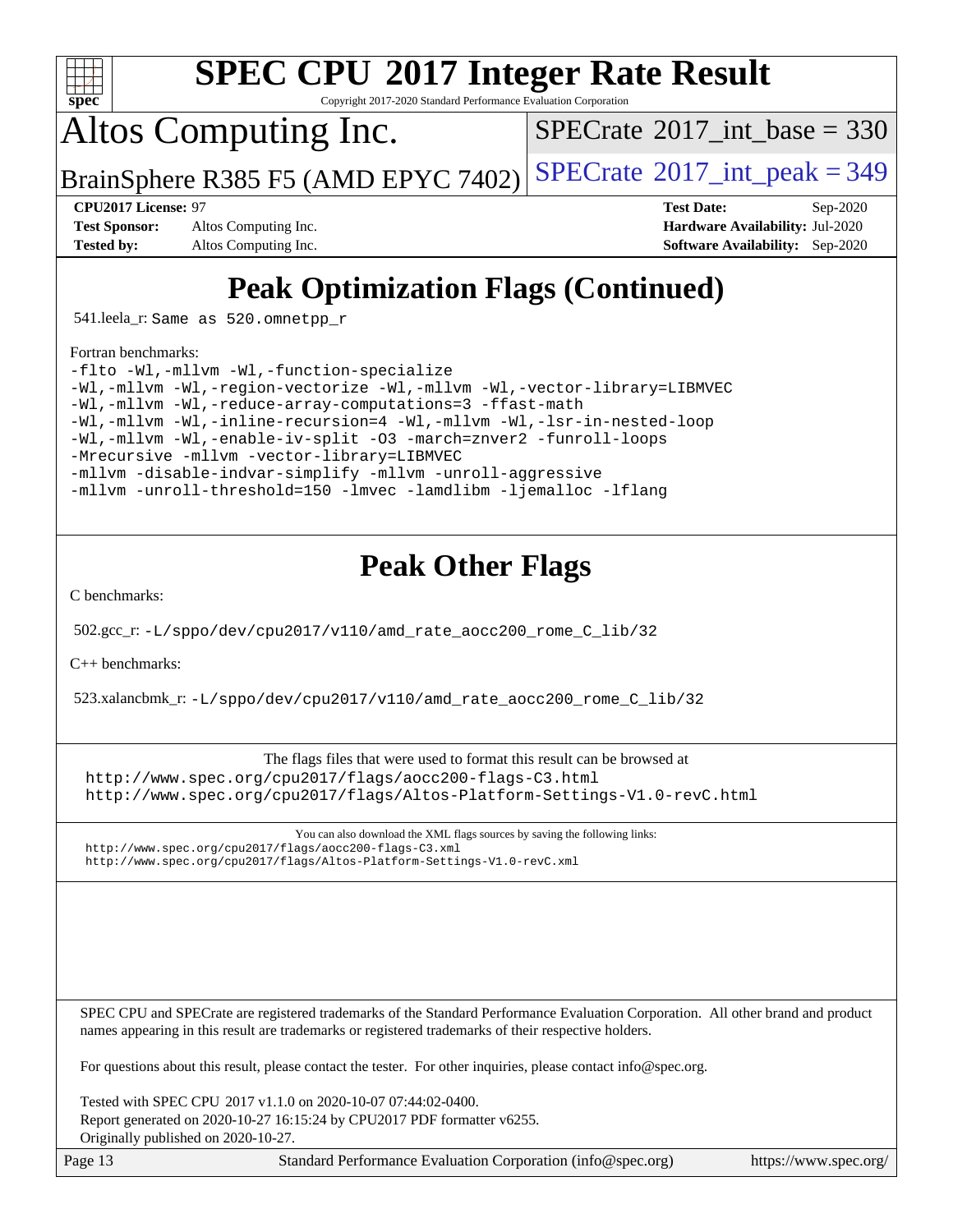# Peak Optimization Flags (Continued)

541.leela_r: Same as 520.omnetpp_r

Fortran benchmarks:

```
-flto -Wl,-mllvm -Wl,-function-specialize
-Wl,-mllvm -Wl,-region-vectorize -Wl,-mllvm -Wl,-vector-library=LIBMVEC
-Wl,-mllvm -Wl,-reduce-array-computations=3 -ffast-math
-Wl,-mllvm -Wl,-inline-recursion=4 -Wl,-mllvm -Wl,-lsr-in-nested-loop
-Wl,-mllvm -Wl,-enable-iv-split -O3 -march=znver2 -funroll-loops
-Mrecursive -mllvm -vector-library=LIBMVEC
-mllvm -disable-indvar-simplify -mllvm -unroll-aggressive
-mllvm -unroll-threshold=150 -lmvec -lamdlibm -ljemalloc -lflang
```

# Peak Other Flags

C benchmarks:

502.gcc_r: `-L/sppo/dev/cpu2017/v110/amd_rate_aocc200_rome_C_lib/32`

C++ benchmarks:

523.xalancbmk_r: `-L/sppo/dev/cpu2017/v110/amd_rate_aocc200_rome_C_lib/32`

The flags files that were used to format this result can be browsed at
http://www.spec.org/cpu2017/flags/aocc200-flags-C3.html
http://www.spec.org/cpu2017/flags/Altos-Platform-Settings-V1.0-revC.html

You can also download the XML flags sources by saving the following links:
http://www.spec.org/cpu2017/flags/aocc200-flags-C3.xml
http://www.spec.org/cpu2017/flags/Altos-Platform-Settings-V1.0-revC.xml

SPEC CPU and SPECrate are registered trademarks of the Standard Performance Evaluation Corporation. All other brand and product names appearing in this result are trademarks or registered trademarks of their respective holders.

For questions about this result, please contact the tester. For other inquiries, please contact info@spec.org.

Tested with SPEC CPU 2017 v1.1.0 on 2020-10-07 07:44:02-0400.
Report generated on 2020-10-27 16:15:24 by CPU2017 PDF formatter v6255.
Originally published on 2020-10-27.